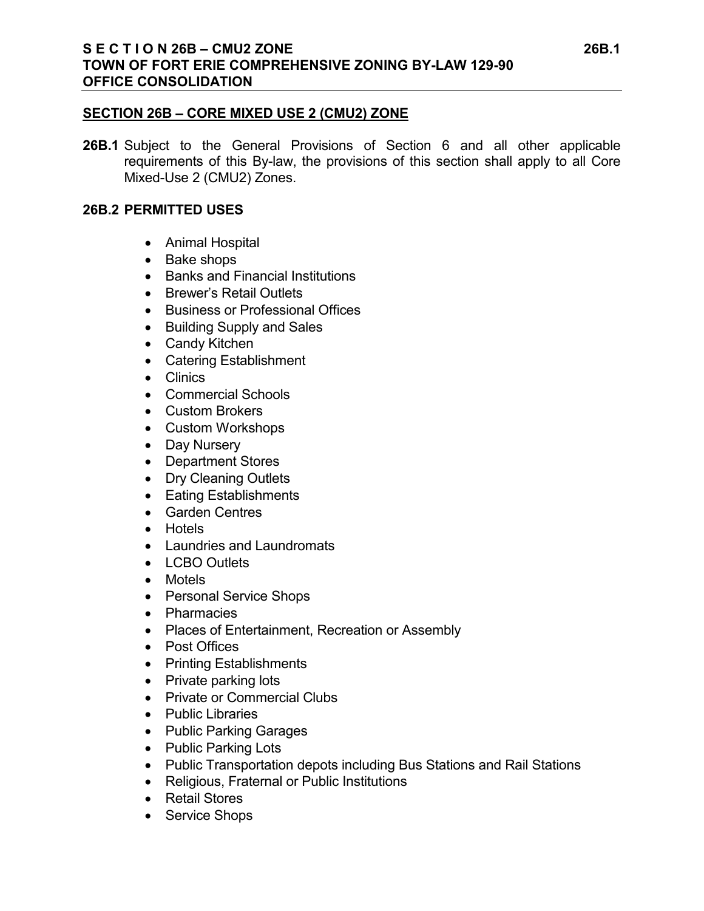## SECTION 26B – CORE MIXED USE 2 (CMU2) ZONE

**26B.1** Subject to the General Provisions of Section 6 and all other applicable requirements of this By-law, the provisions of this section shall apply to all Core Mixed-Use 2 (CMU2) Zones.

### 26B.2 PERMITTED USES

- Animal Hospital
- Bake shops
- Banks and Financial Institutions
- Brewer's Retail Outlets
- Business or Professional Offices
- Building Supply and Sales
- Candy Kitchen
- Catering Establishment
- Clinics
- Commercial Schools
- Custom Brokers
- Custom Workshops
- Day Nursery
- Department Stores
- Dry Cleaning Outlets
- Eating Establishments
- Garden Centres
- Hotels
- Laundries and Laundromats
- LCBO Outlets
- Motels
- Personal Service Shops
- Pharmacies
- Places of Entertainment, Recreation or Assembly
- Post Offices
- Printing Establishments
- Private parking lots
- Private or Commercial Clubs
- Public Libraries
- Public Parking Garages
- Public Parking Lots
- Public Transportation depots including Bus Stations and Rail Stations
- Religious, Fraternal or Public Institutions
- Retail Stores
- Service Shops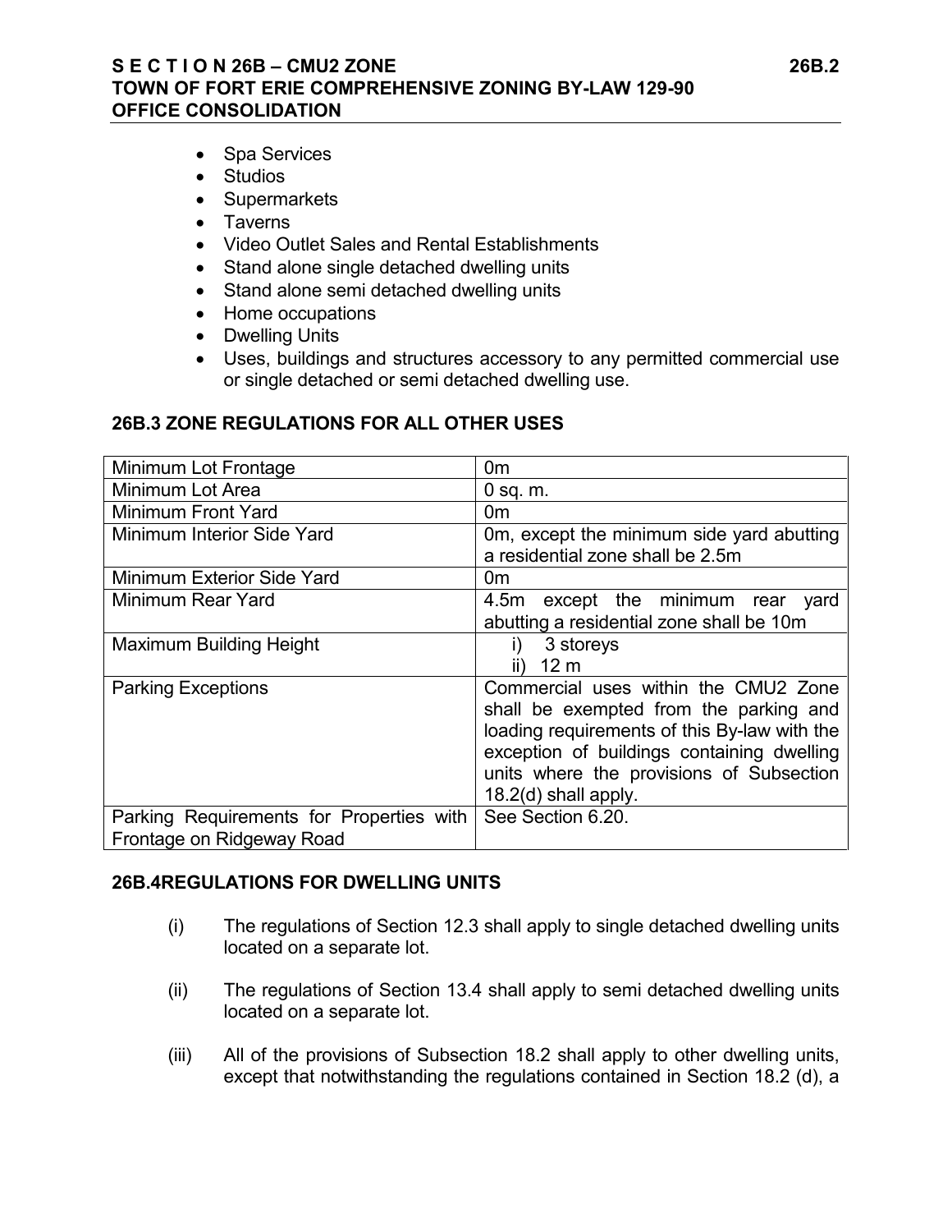- Spa Services
- Studios
- Supermarkets
- Taverns
- Video Outlet Sales and Rental Establishments
- Stand alone single detached dwelling units
- Stand alone semi detached dwelling units
- Home occupations
- Dwelling Units
- Uses, buildings and structures accessory to any permitted commercial use or single detached or semi detached dwelling use.

### 26B.3 ZONE REGULATIONS FOR ALL OTHER USES

| | |
|---|---|
| Minimum Lot Frontage | 0m |
| Minimum Lot Area | 0 sq. m. |
| Minimum Front Yard | 0m |
| Minimum Interior Side Yard | 0m, except the minimum side yard abutting a residential zone shall be 2.5m |
| Minimum Exterior Side Yard | 0m |
| Minimum Rear Yard | 4.5m except the minimum rear yard abutting a residential zone shall be 10m |
| Maximum Building Height | i) 3 storeys<br>ii) 12 m |
| Parking Exceptions | Commercial uses within the CMU2 Zone shall be exempted from the parking and loading requirements of this By-law with the exception of buildings containing dwelling units where the provisions of Subsection 18.2(d) shall apply. |
| Parking Requirements for Properties with Frontage on Ridgeway Road | See Section 6.20. |

### 26B.4REGULATIONS FOR DWELLING UNITS

(i) The regulations of Section 12.3 shall apply to single detached dwelling units located on a separate lot.

(ii) The regulations of Section 13.4 shall apply to semi detached dwelling units located on a separate lot.

(iii) All of the provisions of Subsection 18.2 shall apply to other dwelling units, except that notwithstanding the regulations contained in Section 18.2 (d), a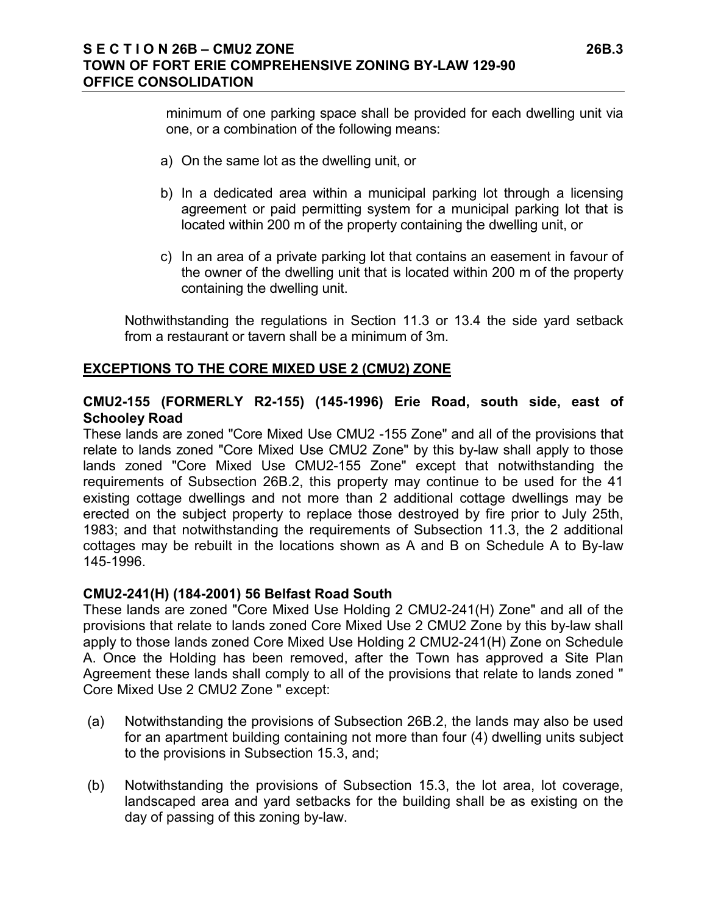minimum of one parking space shall be provided for each dwelling unit via one, or a combination of the following means:

a) On the same lot as the dwelling unit, or

b) In a dedicated area within a municipal parking lot through a licensing agreement or paid permitting system for a municipal parking lot that is located within 200 m of the property containing the dwelling unit, or

c) In an area of a private parking lot that contains an easement in favour of the owner of the dwelling unit that is located within 200 m of the property containing the dwelling unit.

Nothwithstanding the regulations in Section 11.3 or 13.4 the side yard setback from a restaurant or tavern shall be a minimum of 3m.

## EXCEPTIONS TO THE CORE MIXED USE 2 (CMU2) ZONE

### CMU2-155 (FORMERLY R2-155) (145-1996) Erie Road, south side, east of Schooley Road

These lands are zoned "Core Mixed Use CMU2 -155 Zone" and all of the provisions that relate to lands zoned "Core Mixed Use CMU2 Zone" by this by-law shall apply to those lands zoned "Core Mixed Use CMU2-155 Zone" except that notwithstanding the requirements of Subsection 26B.2, this property may continue to be used for the 41 existing cottage dwellings and not more than 2 additional cottage dwellings may be erected on the subject property to replace those destroyed by fire prior to July 25th, 1983; and that notwithstanding the requirements of Subsection 11.3, the 2 additional cottages may be rebuilt in the locations shown as A and B on Schedule A to By-law 145-1996.

### CMU2-241(H) (184-2001) 56 Belfast Road South

These lands are zoned "Core Mixed Use Holding 2 CMU2-241(H) Zone" and all of the provisions that relate to lands zoned Core Mixed Use 2 CMU2 Zone by this by-law shall apply to those lands zoned Core Mixed Use Holding 2 CMU2-241(H) Zone on Schedule A. Once the Holding has been removed, after the Town has approved a Site Plan Agreement these lands shall comply to all of the provisions that relate to lands zoned " Core Mixed Use 2 CMU2 Zone " except:

(a) Notwithstanding the provisions of Subsection 26B.2, the lands may also be used for an apartment building containing not more than four (4) dwelling units subject to the provisions in Subsection 15.3, and;

(b) Notwithstanding the provisions of Subsection 15.3, the lot area, lot coverage, landscaped area and yard setbacks for the building shall be as existing on the day of passing of this zoning by-law.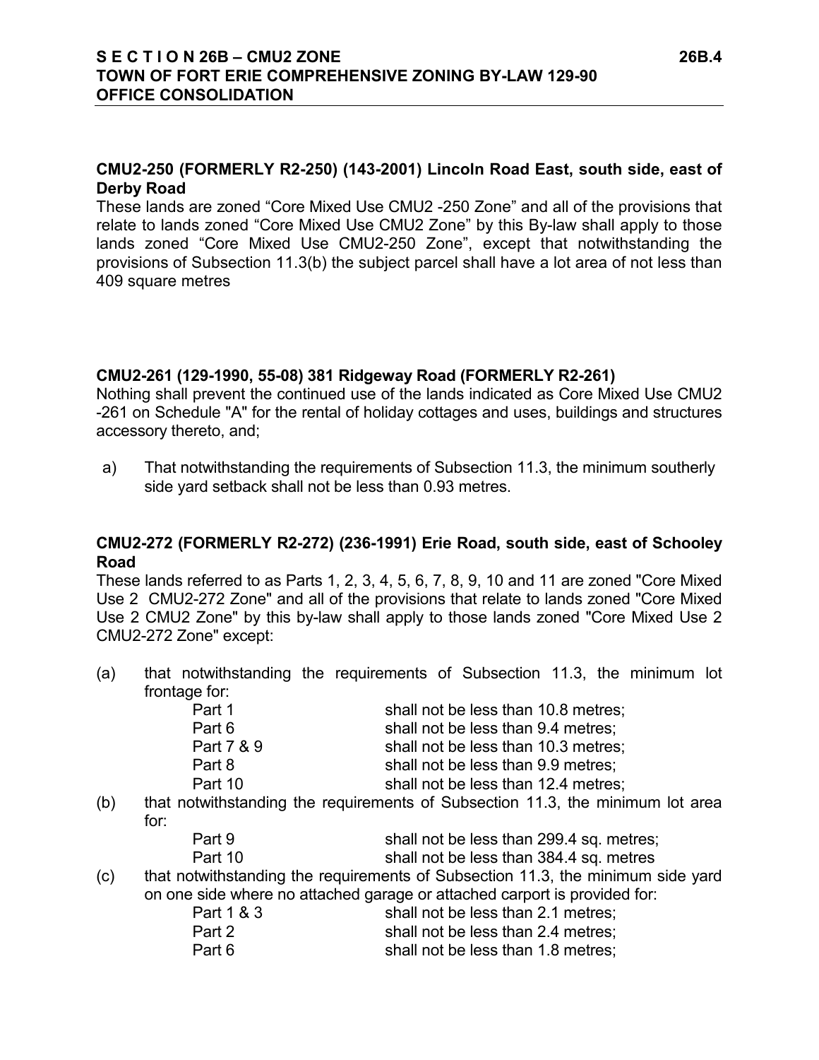**CMU2-250 (FORMERLY R2-250) (143-2001) Lincoln Road East, south side, east of Derby Road**

These lands are zoned "Core Mixed Use CMU2 -250 Zone" and all of the provisions that relate to lands zoned "Core Mixed Use CMU2 Zone" by this By-law shall apply to those lands zoned "Core Mixed Use CMU2-250 Zone", except that notwithstanding the provisions of Subsection 11.3(b) the subject parcel shall have a lot area of not less than 409 square metres

**CMU2-261 (129-1990, 55-08) 381 Ridgeway Road (FORMERLY R2-261)**

Nothing shall prevent the continued use of the lands indicated as Core Mixed Use CMU2 -261 on Schedule "A" for the rental of holiday cottages and uses, buildings and structures accessory thereto, and;

a) That notwithstanding the requirements of Subsection 11.3, the minimum southerly side yard setback shall not be less than 0.93 metres.

**CMU2-272 (FORMERLY R2-272) (236-1991) Erie Road, south side, east of Schooley Road**

These lands referred to as Parts 1, 2, 3, 4, 5, 6, 7, 8, 9, 10 and 11 are zoned "Core Mixed Use 2 CMU2-272 Zone" and all of the provisions that relate to lands zoned "Core Mixed Use 2 CMU2 Zone" by this by-law shall apply to those lands zoned "Core Mixed Use 2 CMU2-272 Zone" except:

(a) that notwithstanding the requirements of Subsection 11.3, the minimum lot frontage for:

| | |
|---|---|
| Part 1 | shall not be less than 10.8 metres; |
| Part 6 | shall not be less than 9.4 metres; |
| Part 7 & 9 | shall not be less than 10.3 metres; |
| Part 8 | shall not be less than 9.9 metres; |
| Part 10 | shall not be less than 12.4 metres; |

(b) that notwithstanding the requirements of Subsection 11.3, the minimum lot area for:

| | |
|---|---|
| Part 9 | shall not be less than 299.4 sq. metres; |
| Part 10 | shall not be less than 384.4 sq. metres |

(c) that notwithstanding the requirements of Subsection 11.3, the minimum side yard on one side where no attached garage or attached carport is provided for:

| | |
|---|---|
| Part 1 & 3 | shall not be less than 2.1 metres; |
| Part 2 | shall not be less than 2.4 metres; |
| Part 6 | shall not be less than 1.8 metres; |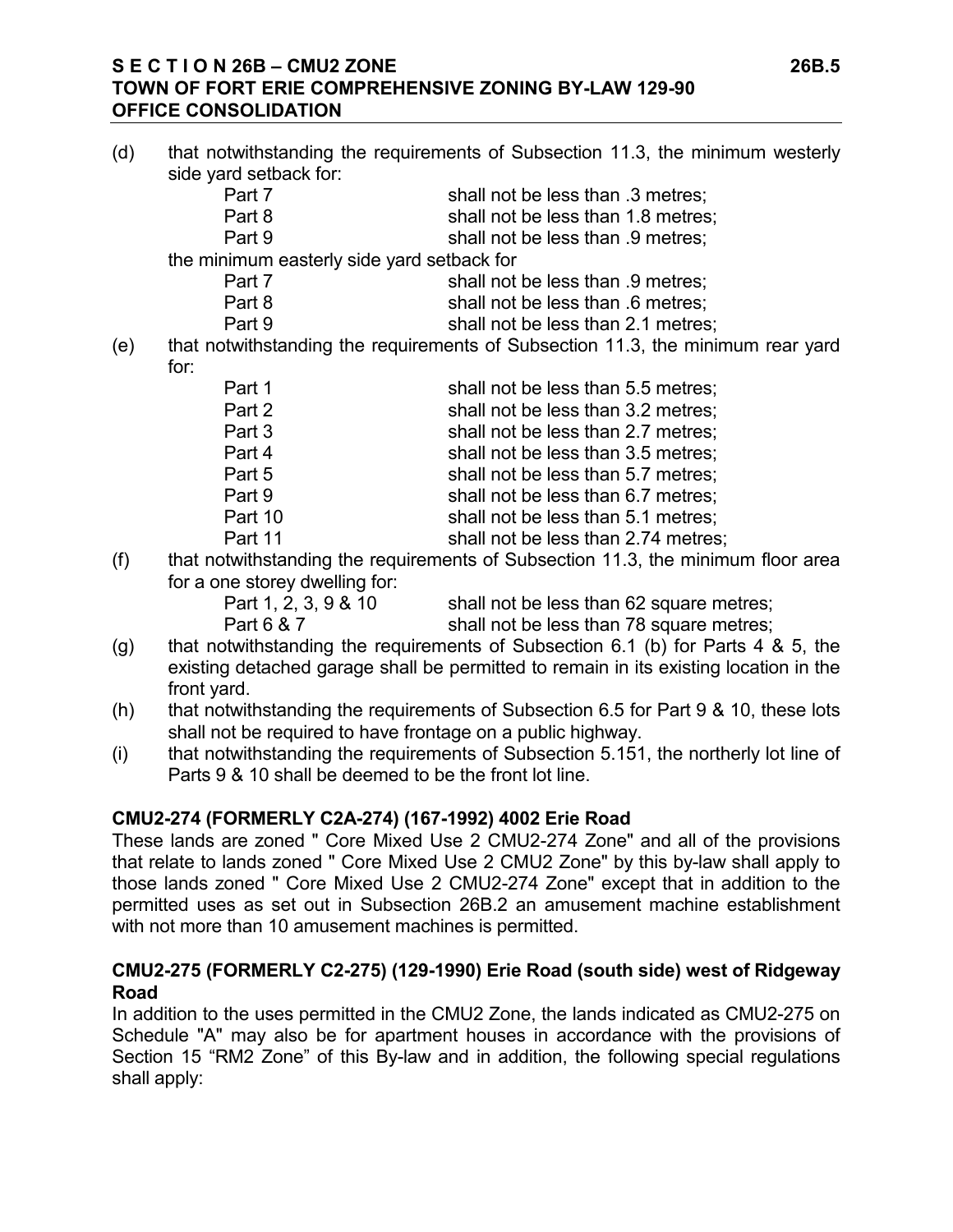(d) that notwithstanding the requirements of Subsection 11.3, the minimum westerly side yard setback for:

| | |
|---|---|
| Part 7 | shall not be less than .3 metres; |
| Part 8 | shall not be less than 1.8 metres; |
| Part 9 | shall not be less than .9 metres; |

the minimum easterly side yard setback for

| | |
|---|---|
| Part 7 | shall not be less than .9 metres; |
| Part 8 | shall not be less than .6 metres; |
| Part 9 | shall not be less than 2.1 metres; |

(e) that notwithstanding the requirements of Subsection 11.3, the minimum rear yard for:

| | |
|---|---|
| Part 1 | shall not be less than 5.5 metres; |
| Part 2 | shall not be less than 3.2 metres; |
| Part 3 | shall not be less than 2.7 metres; |
| Part 4 | shall not be less than 3.5 metres; |
| Part 5 | shall not be less than 5.7 metres; |
| Part 9 | shall not be less than 6.7 metres; |
| Part 10 | shall not be less than 5.1 metres; |
| Part 11 | shall not be less than 2.74 metres; |

(f) that notwithstanding the requirements of Subsection 11.3, the minimum floor area for a one storey dwelling for:

| | |
|---|---|
| Part 1, 2, 3, 9 & 10 | shall not be less than 62 square metres; |
| Part 6 & 7 | shall not be less than 78 square metres; |

(g) that notwithstanding the requirements of Subsection 6.1 (b) for Parts 4 & 5, the existing detached garage shall be permitted to remain in its existing location in the front yard.

(h) that notwithstanding the requirements of Subsection 6.5 for Part 9 & 10, these lots shall not be required to have frontage on a public highway.

(i) that notwithstanding the requirements of Subsection 5.151, the northerly lot line of Parts 9 & 10 shall be deemed to be the front lot line.

### CMU2-274 (FORMERLY C2A-274) (167-1992) 4002 Erie Road

These lands are zoned " Core Mixed Use 2 CMU2-274 Zone" and all of the provisions that relate to lands zoned " Core Mixed Use 2 CMU2 Zone" by this by-law shall apply to those lands zoned " Core Mixed Use 2 CMU2-274 Zone" except that in addition to the permitted uses as set out in Subsection 26B.2 an amusement machine establishment with not more than 10 amusement machines is permitted.

### CMU2-275 (FORMERLY C2-275) (129-1990) Erie Road (south side) west of Ridgeway Road

In addition to the uses permitted in the CMU2 Zone, the lands indicated as CMU2-275 on Schedule "A" may also be for apartment houses in accordance with the provisions of Section 15 “RM2 Zone” of this By-law and in addition, the following special regulations shall apply: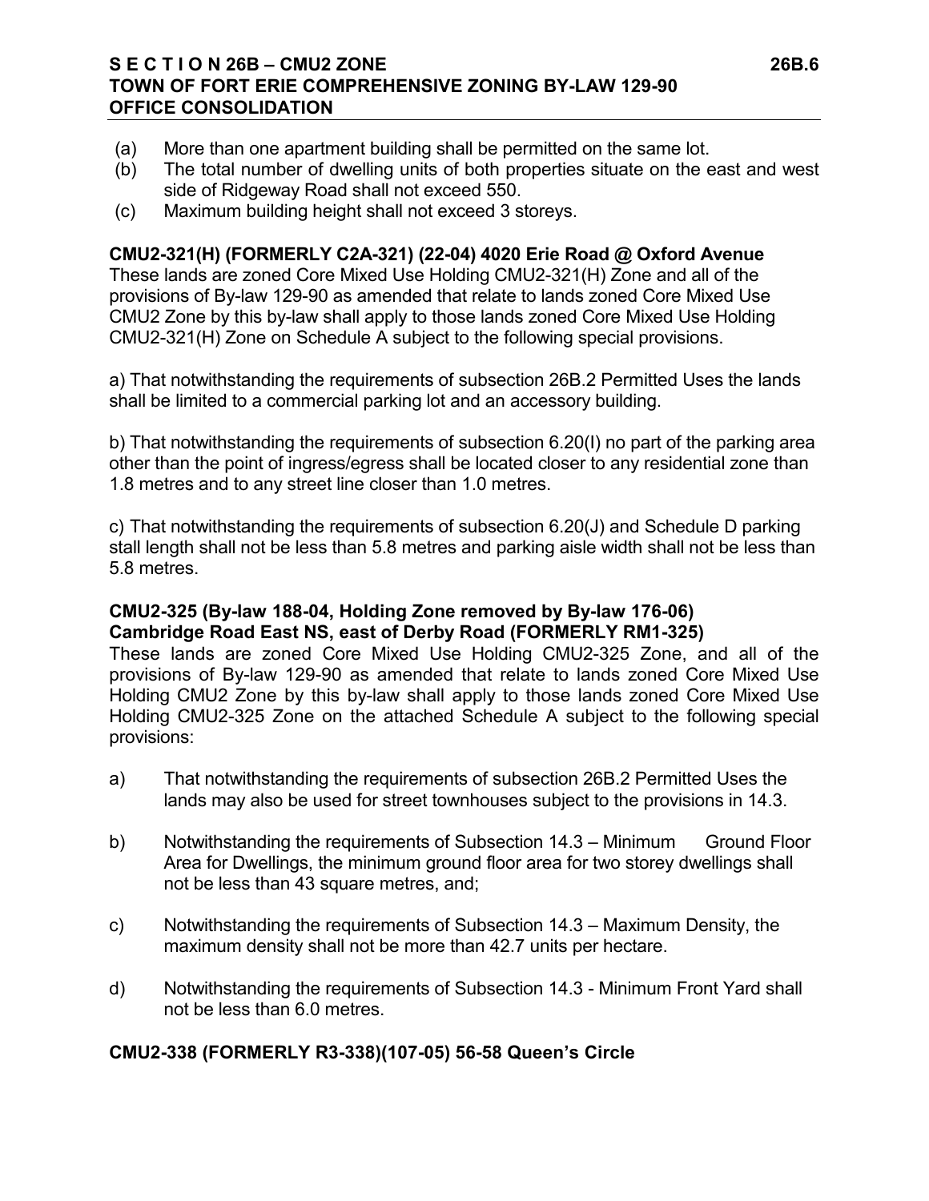(a) More than one apartment building shall be permitted on the same lot.
(b) The total number of dwelling units of both properties situate on the east and west side of Ridgeway Road shall not exceed 550.
(c) Maximum building height shall not exceed 3 storeys.

**CMU2-321(H) (FORMERLY C2A-321) (22-04) 4020 Erie Road @ Oxford Avenue**
These lands are zoned Core Mixed Use Holding CMU2-321(H) Zone and all of the provisions of By-law 129-90 as amended that relate to lands zoned Core Mixed Use CMU2 Zone by this by-law shall apply to those lands zoned Core Mixed Use Holding CMU2-321(H) Zone on Schedule A subject to the following special provisions.

a) That notwithstanding the requirements of subsection 26B.2 Permitted Uses the lands shall be limited to a commercial parking lot and an accessory building.

b) That notwithstanding the requirements of subsection 6.20(I) no part of the parking area other than the point of ingress/egress shall be located closer to any residential zone than 1.8 metres and to any street line closer than 1.0 metres.

c) That notwithstanding the requirements of subsection 6.20(J) and Schedule D parking stall length shall not be less than 5.8 metres and parking aisle width shall not be less than 5.8 metres.

**CMU2-325 (By-law 188-04, Holding Zone removed by By-law 176-06) Cambridge Road East NS, east of Derby Road (FORMERLY RM1-325)**
These lands are zoned Core Mixed Use Holding CMU2-325 Zone, and all of the provisions of By-law 129-90 as amended that relate to lands zoned Core Mixed Use Holding CMU2 Zone by this by-law shall apply to those lands zoned Core Mixed Use Holding CMU2-325 Zone on the attached Schedule A subject to the following special provisions:

a) That notwithstanding the requirements of subsection 26B.2 Permitted Uses the lands may also be used for street townhouses subject to the provisions in 14.3.

b) Notwithstanding the requirements of Subsection 14.3 – Minimum Ground Floor Area for Dwellings, the minimum ground floor area for two storey dwellings shall not be less than 43 square metres, and;

c) Notwithstanding the requirements of Subsection 14.3 – Maximum Density, the maximum density shall not be more than 42.7 units per hectare.

d) Notwithstanding the requirements of Subsection 14.3 - Minimum Front Yard shall not be less than 6.0 metres.

**CMU2-338 (FORMERLY R3-338)(107-05) 56-58 Queen's Circle**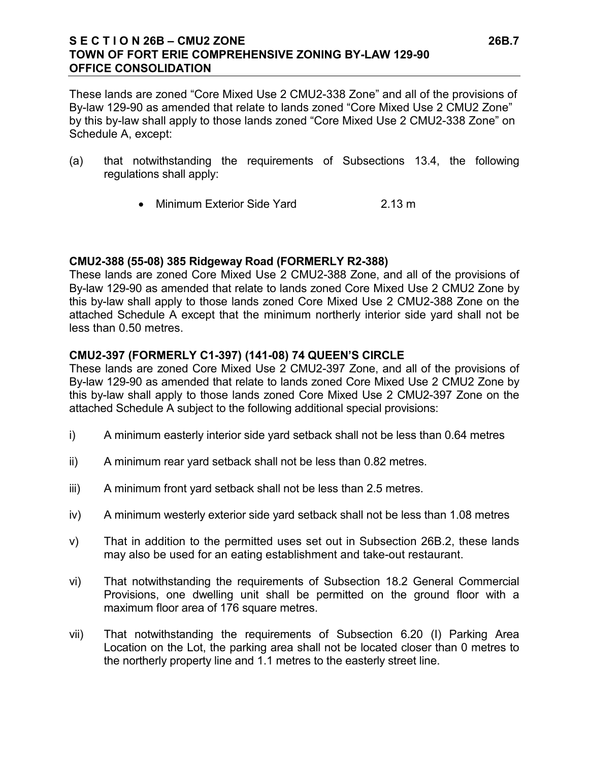These lands are zoned "Core Mixed Use 2 CMU2-338 Zone" and all of the provisions of By-law 129-90 as amended that relate to lands zoned "Core Mixed Use 2 CMU2 Zone" by this by-law shall apply to those lands zoned "Core Mixed Use 2 CMU2-338 Zone" on Schedule A, except:

(a) that notwithstanding the requirements of Subsections 13.4, the following regulations shall apply:

- Minimum Exterior Side Yard 2.13 m

**CMU2-388 (55-08) 385 Ridgeway Road (FORMERLY R2-388)**

These lands are zoned Core Mixed Use 2 CMU2-388 Zone, and all of the provisions of By-law 129-90 as amended that relate to lands zoned Core Mixed Use 2 CMU2 Zone by this by-law shall apply to those lands zoned Core Mixed Use 2 CMU2-388 Zone on the attached Schedule A except that the minimum northerly interior side yard shall not be less than 0.50 metres.

**CMU2-397 (FORMERLY C1-397) (141-08) 74 QUEEN'S CIRCLE**

These lands are zoned Core Mixed Use 2 CMU2-397 Zone, and all of the provisions of By-law 129-90 as amended that relate to lands zoned Core Mixed Use 2 CMU2 Zone by this by-law shall apply to those lands zoned Core Mixed Use 2 CMU2-397 Zone on the attached Schedule A subject to the following additional special provisions:

i) A minimum easterly interior side yard setback shall not be less than 0.64 metres

ii) A minimum rear yard setback shall not be less than 0.82 metres.

iii) A minimum front yard setback shall not be less than 2.5 metres.

iv) A minimum westerly exterior side yard setback shall not be less than 1.08 metres

v) That in addition to the permitted uses set out in Subsection 26B.2, these lands may also be used for an eating establishment and take-out restaurant.

vi) That notwithstanding the requirements of Subsection 18.2 General Commercial Provisions, one dwelling unit shall be permitted on the ground floor with a maximum floor area of 176 square metres.

vii) That notwithstanding the requirements of Subsection 6.20 (I) Parking Area Location on the Lot, the parking area shall not be located closer than 0 metres to the northerly property line and 1.1 metres to the easterly street line.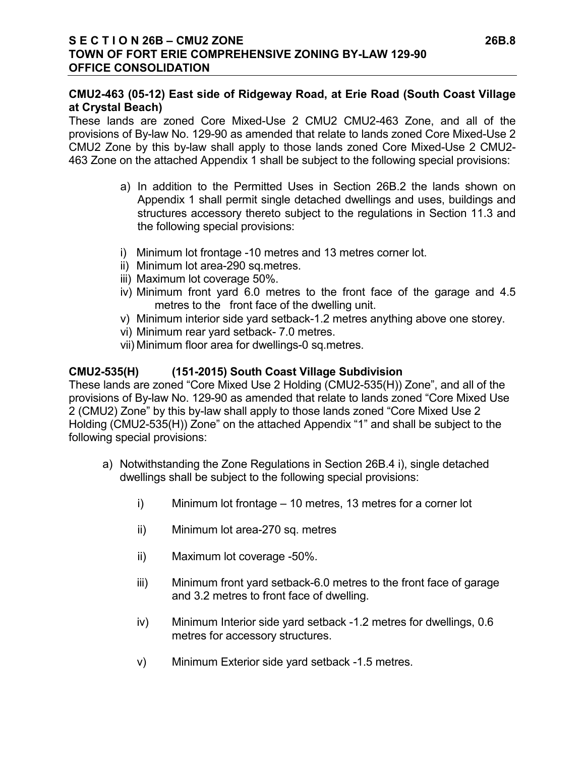**CMU2-463 (05-12) East side of Ridgeway Road, at Erie Road (South Coast Village at Crystal Beach)**

These lands are zoned Core Mixed-Use 2 CMU2 CMU2-463 Zone, and all of the provisions of By-law No. 129-90 as amended that relate to lands zoned Core Mixed-Use 2 CMU2 Zone by this by-law shall apply to those lands zoned Core Mixed-Use 2 CMU2-463 Zone on the attached Appendix 1 shall be subject to the following special provisions:

a) In addition to the Permitted Uses in Section 26B.2 the lands shown on Appendix 1 shall permit single detached dwellings and uses, buildings and structures accessory thereto subject to the regulations in Section 11.3 and the following special provisions:

i) Minimum lot frontage -10 metres and 13 metres corner lot.
ii) Minimum lot area-290 sq.metres.
iii) Maximum lot coverage 50%.
iv) Minimum front yard 6.0 metres to the front face of the garage and 4.5 metres to the front face of the dwelling unit.
v) Minimum interior side yard setback-1.2 metres anything above one storey.
vi) Minimum rear yard setback- 7.0 metres.
vii) Minimum floor area for dwellings-0 sq.metres.

**CMU2-535(H) (151-2015) South Coast Village Subdivision**

These lands are zoned "Core Mixed Use 2 Holding (CMU2-535(H)) Zone", and all of the provisions of By-law No. 129-90 as amended that relate to lands zoned "Core Mixed Use 2 (CMU2) Zone" by this by-law shall apply to those lands zoned "Core Mixed Use 2 Holding (CMU2-535(H)) Zone" on the attached Appendix "1" and shall be subject to the following special provisions:

a) Notwithstanding the Zone Regulations in Section 26B.4 i), single detached dwellings shall be subject to the following special provisions:

i) Minimum lot frontage – 10 metres, 13 metres for a corner lot

ii) Minimum lot area-270 sq. metres

ii) Maximum lot coverage -50%.

iii) Minimum front yard setback-6.0 metres to the front face of garage and 3.2 metres to front face of dwelling.

iv) Minimum Interior side yard setback -1.2 metres for dwellings, 0.6 metres for accessory structures.

v) Minimum Exterior side yard setback -1.5 metres.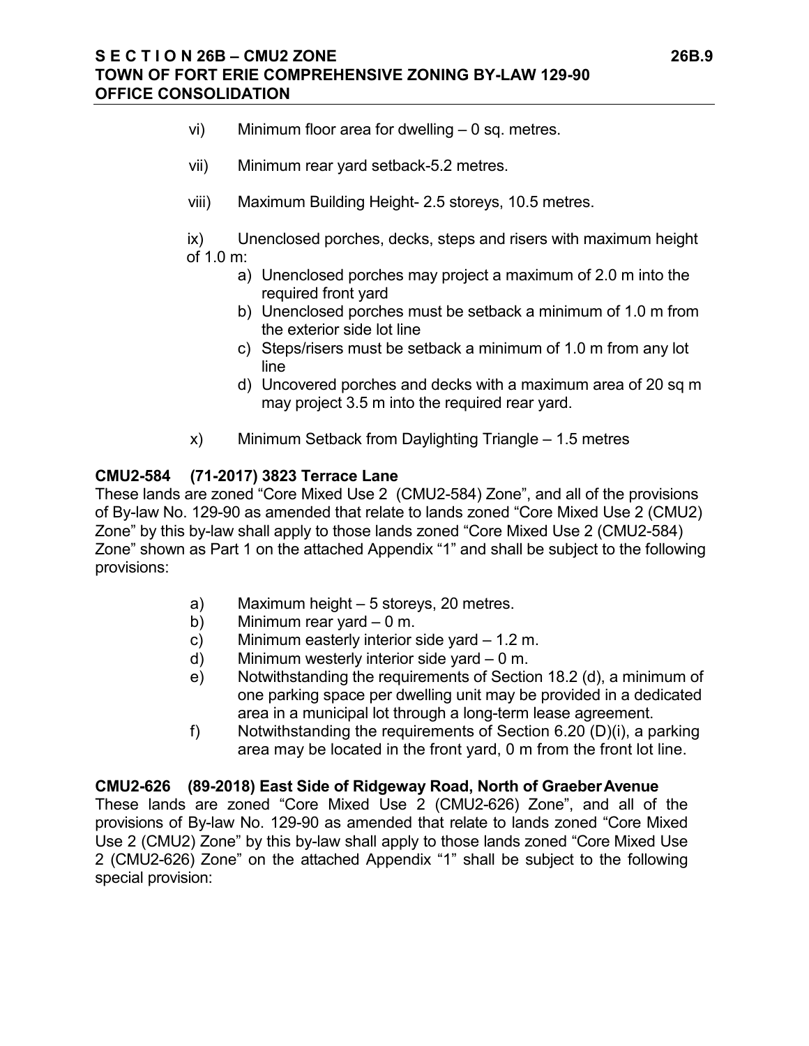vi) Minimum floor area for dwelling – 0 sq. metres.

vii) Minimum rear yard setback-5.2 metres.

viii) Maximum Building Height- 2.5 storeys, 10.5 metres.

ix) Unenclosed porches, decks, steps and risers with maximum height of 1.0 m:

a) Unenclosed porches may project a maximum of 2.0 m into the required front yard
b) Unenclosed porches must be setback a minimum of 1.0 m from the exterior side lot line
c) Steps/risers must be setback a minimum of 1.0 m from any lot line
d) Uncovered porches and decks with a maximum area of 20 sq m may project 3.5 m into the required rear yard.

x) Minimum Setback from Daylighting Triangle – 1.5 metres

**CMU2-584 (71-2017) 3823 Terrace Lane**

These lands are zoned "Core Mixed Use 2 (CMU2-584) Zone", and all of the provisions of By-law No. 129-90 as amended that relate to lands zoned "Core Mixed Use 2 (CMU2) Zone" by this by-law shall apply to those lands zoned "Core Mixed Use 2 (CMU2-584) Zone" shown as Part 1 on the attached Appendix "1" and shall be subject to the following provisions:

a) Maximum height – 5 storeys, 20 metres.
b) Minimum rear yard – 0 m.
c) Minimum easterly interior side yard – 1.2 m.
d) Minimum westerly interior side yard – 0 m.
e) Notwithstanding the requirements of Section 18.2 (d), a minimum of one parking space per dwelling unit may be provided in a dedicated area in a municipal lot through a long-term lease agreement.
f) Notwithstanding the requirements of Section 6.20 (D)(i), a parking area may be located in the front yard, 0 m from the front lot line.

**CMU2-626 (89-2018) East Side of Ridgeway Road, North of Graeber Avenue**

These lands are zoned "Core Mixed Use 2 (CMU2-626) Zone", and all of the provisions of By-law No. 129-90 as amended that relate to lands zoned "Core Mixed Use 2 (CMU2) Zone" by this by-law shall apply to those lands zoned "Core Mixed Use 2 (CMU2-626) Zone" on the attached Appendix "1" shall be subject to the following special provision: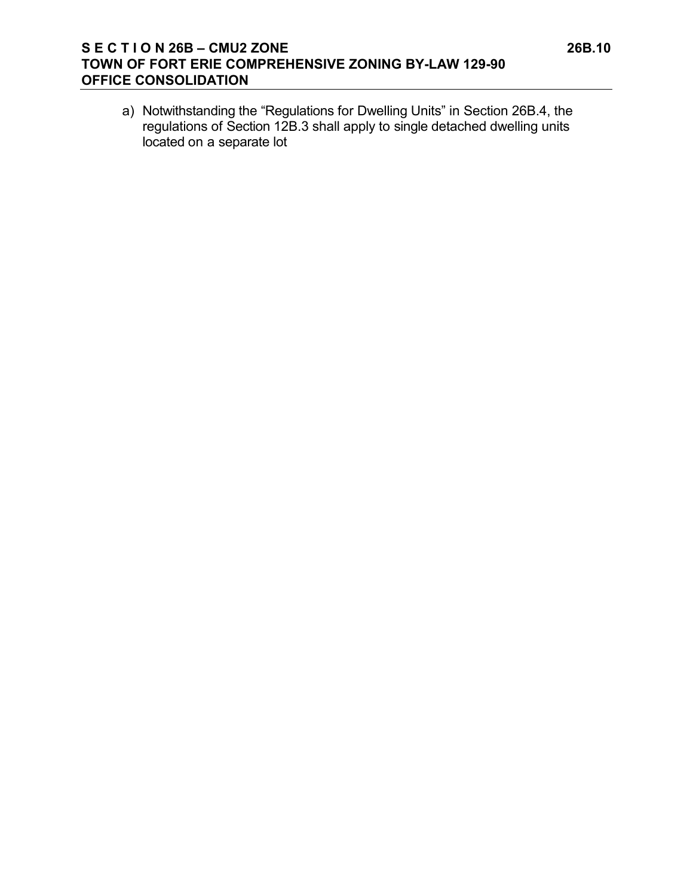a) Notwithstanding the “Regulations for Dwelling Units” in Section 26B.4, the regulations of Section 12B.3 shall apply to single detached dwelling units located on a separate lot